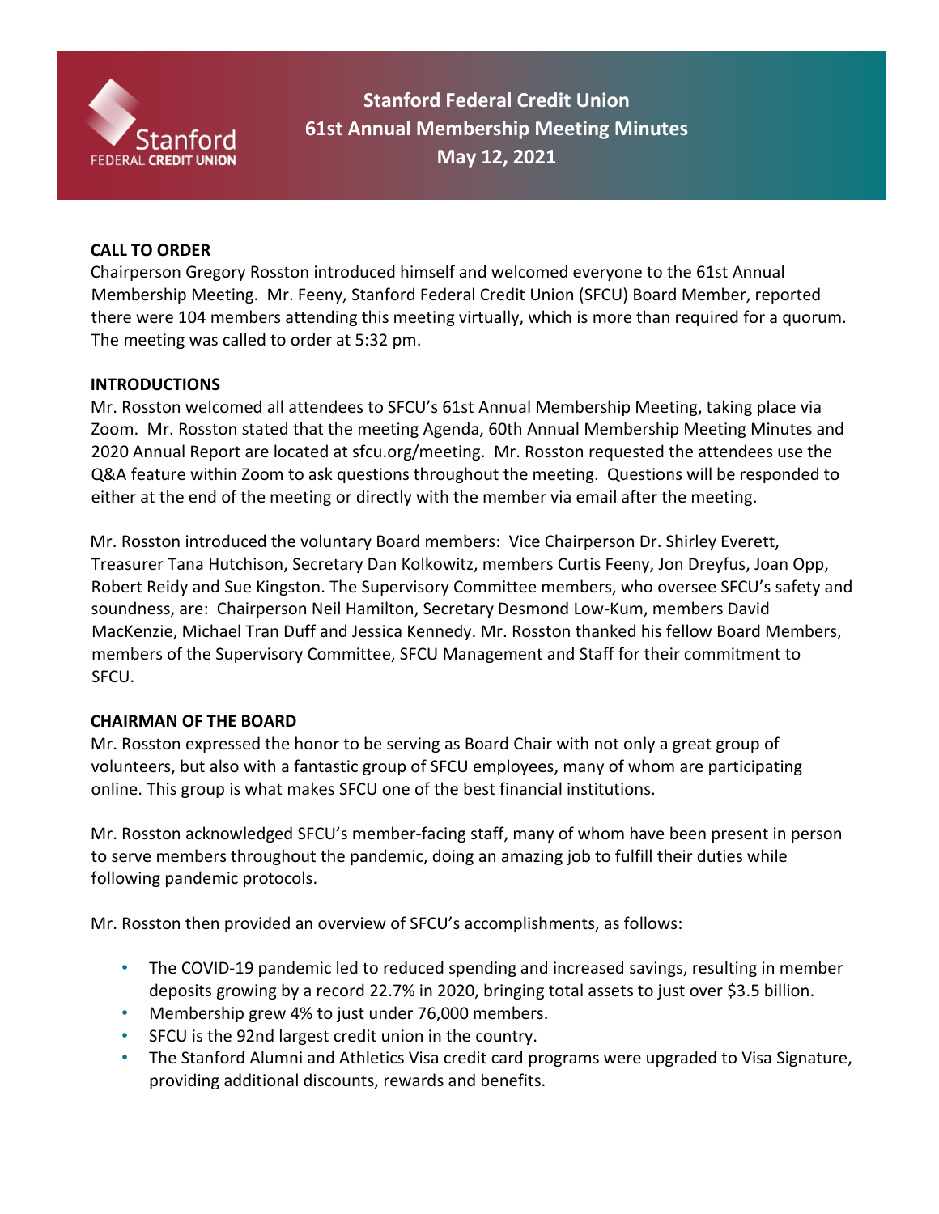# Stanford Federal Credit Union
# 61st Annual Membership Meeting Minutes
# May 12, 2021

**CALL TO ORDER**

Chairperson Gregory Rosston introduced himself and welcomed everyone to the 61st Annual Membership Meeting. Mr. Feeny, Stanford Federal Credit Union (SFCU) Board Member, reported there were 104 members attending this meeting virtually, which is more than required for a quorum. The meeting was called to order at 5:32 pm.

**INTRODUCTIONS**

Mr. Rosston welcomed all attendees to SFCU's 61st Annual Membership Meeting, taking place via Zoom. Mr. Rosston stated that the meeting Agenda, 60th Annual Membership Meeting Minutes and 2020 Annual Report are located at sfcu.org/meeting. Mr. Rosston requested the attendees use the Q&A feature within Zoom to ask questions throughout the meeting. Questions will be responded to either at the end of the meeting or directly with the member via email after the meeting.

Mr. Rosston introduced the voluntary Board members: Vice Chairperson Dr. Shirley Everett, Treasurer Tana Hutchison, Secretary Dan Kolkowitz, members Curtis Feeny, Jon Dreyfus, Joan Opp, Robert Reidy and Sue Kingston. The Supervisory Committee members, who oversee SFCU's safety and soundness, are: Chairperson Neil Hamilton, Secretary Desmond Low-Kum, members David MacKenzie, Michael Tran Duff and Jessica Kennedy. Mr. Rosston thanked his fellow Board Members, members of the Supervisory Committee, SFCU Management and Staff for their commitment to SFCU.

**CHAIRMAN OF THE BOARD**

Mr. Rosston expressed the honor to be serving as Board Chair with not only a great group of volunteers, but also with a fantastic group of SFCU employees, many of whom are participating online. This group is what makes SFCU one of the best financial institutions.

Mr. Rosston acknowledged SFCU's member-facing staff, many of whom have been present in person to serve members throughout the pandemic, doing an amazing job to fulfill their duties while following pandemic protocols.

Mr. Rosston then provided an overview of SFCU's accomplishments, as follows:

- The COVID-19 pandemic led to reduced spending and increased savings, resulting in member deposits growing by a record 22.7% in 2020, bringing total assets to just over $3.5 billion.
- Membership grew 4% to just under 76,000 members.
- SFCU is the 92nd largest credit union in the country.
- The Stanford Alumni and Athletics Visa credit card programs were upgraded to Visa Signature, providing additional discounts, rewards and benefits.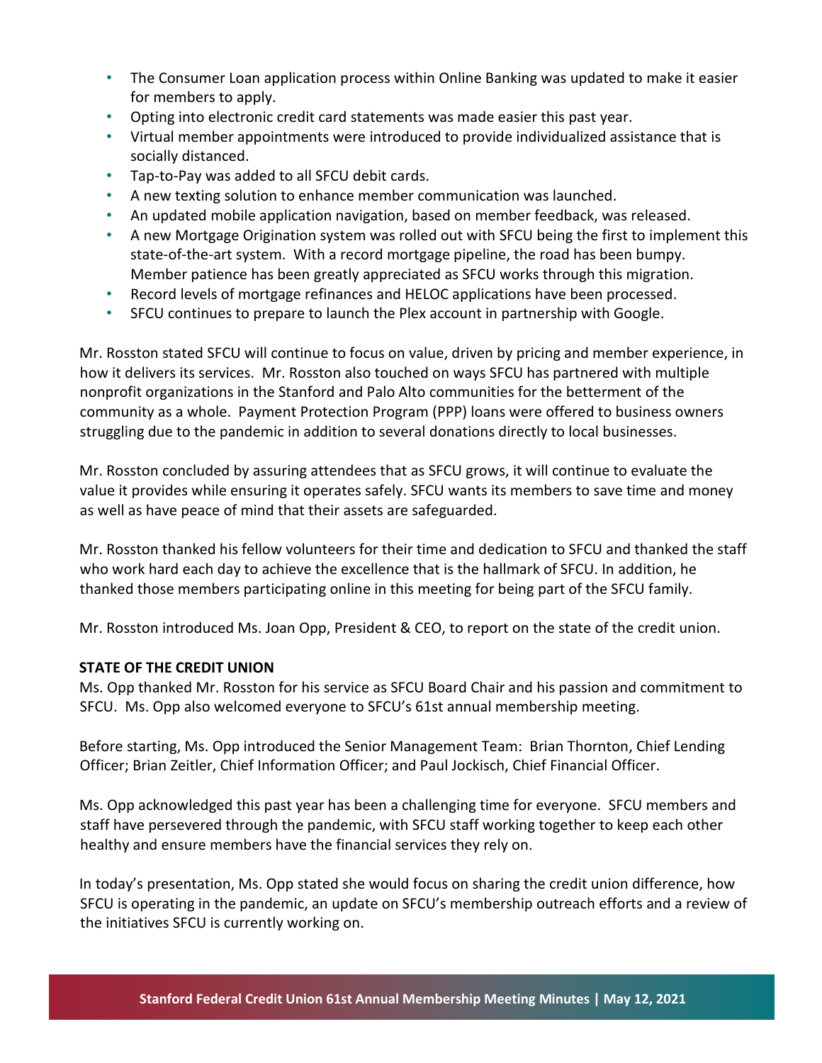- The Consumer Loan application process within Online Banking was updated to make it easier for members to apply.
- Opting into electronic credit card statements was made easier this past year.
- Virtual member appointments were introduced to provide individualized assistance that is socially distanced.
- Tap-to-Pay was added to all SFCU debit cards.
- A new texting solution to enhance member communication was launched.
- An updated mobile application navigation, based on member feedback, was released.
- A new Mortgage Origination system was rolled out with SFCU being the first to implement this state-of-the-art system. With a record mortgage pipeline, the road has been bumpy. Member patience has been greatly appreciated as SFCU works through this migration.
- Record levels of mortgage refinances and HELOC applications have been processed.
- SFCU continues to prepare to launch the Plex account in partnership with Google.

Mr. Rosston stated SFCU will continue to focus on value, driven by pricing and member experience, in how it delivers its services. Mr. Rosston also touched on ways SFCU has partnered with multiple nonprofit organizations in the Stanford and Palo Alto communities for the betterment of the community as a whole. Payment Protection Program (PPP) loans were offered to business owners struggling due to the pandemic in addition to several donations directly to local businesses.

Mr. Rosston concluded by assuring attendees that as SFCU grows, it will continue to evaluate the value it provides while ensuring it operates safely. SFCU wants its members to save time and money as well as have peace of mind that their assets are safeguarded.

Mr. Rosston thanked his fellow volunteers for their time and dedication to SFCU and thanked the staff who work hard each day to achieve the excellence that is the hallmark of SFCU. In addition, he thanked those members participating online in this meeting for being part of the SFCU family.

Mr. Rosston introduced Ms. Joan Opp, President & CEO, to report on the state of the credit union.

**STATE OF THE CREDIT UNION**

Ms. Opp thanked Mr. Rosston for his service as SFCU Board Chair and his passion and commitment to SFCU. Ms. Opp also welcomed everyone to SFCU's 61st annual membership meeting.

Before starting, Ms. Opp introduced the Senior Management Team: Brian Thornton, Chief Lending Officer; Brian Zeitler, Chief Information Officer; and Paul Jockisch, Chief Financial Officer.

Ms. Opp acknowledged this past year has been a challenging time for everyone. SFCU members and staff have persevered through the pandemic, with SFCU staff working together to keep each other healthy and ensure members have the financial services they rely on.

In today's presentation, Ms. Opp stated she would focus on sharing the credit union difference, how SFCU is operating in the pandemic, an update on SFCU's membership outreach efforts and a review of the initiatives SFCU is currently working on.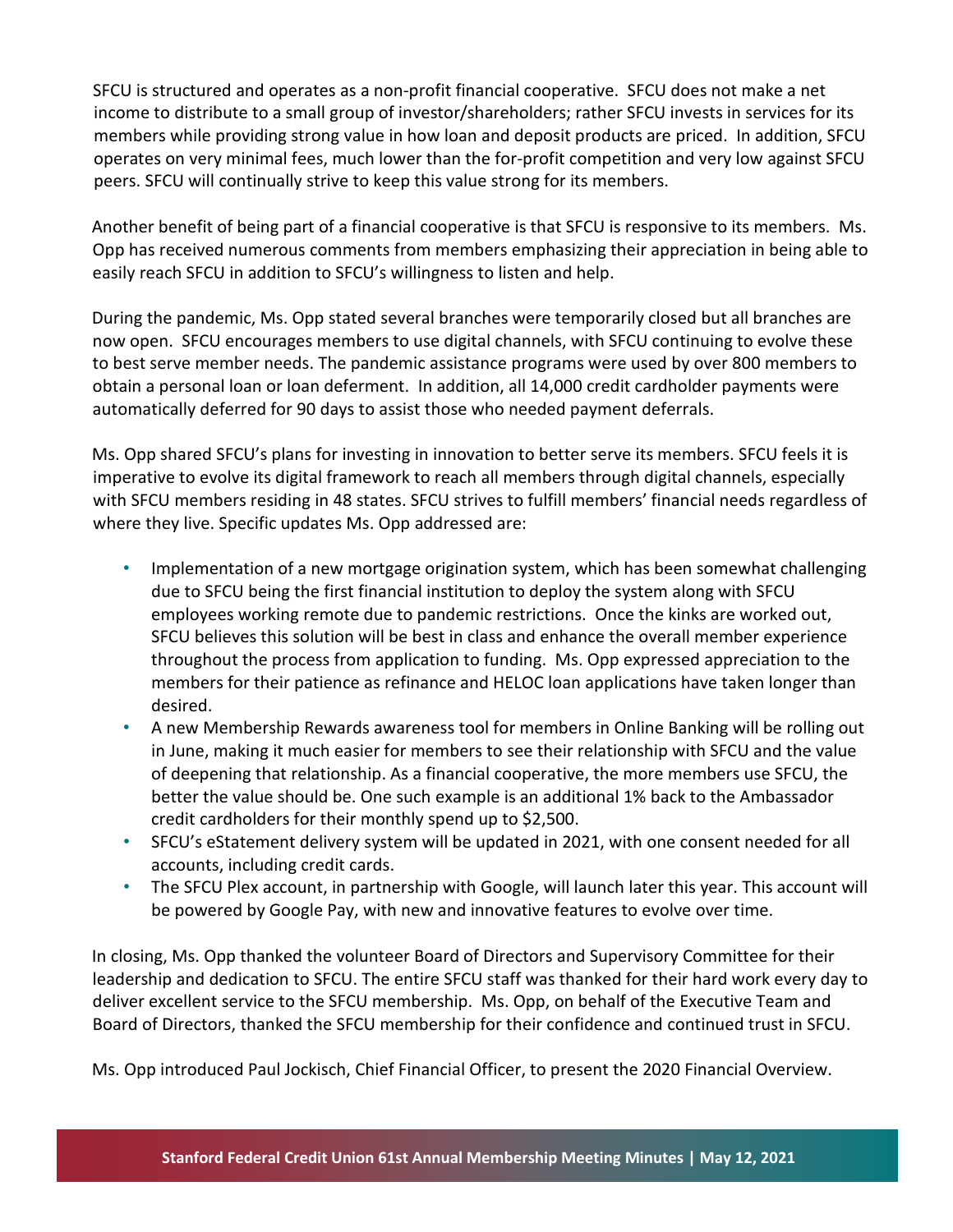SFCU is structured and operates as a non-profit financial cooperative. SFCU does not make a net income to distribute to a small group of investor/shareholders; rather SFCU invests in services for its members while providing strong value in how loan and deposit products are priced. In addition, SFCU operates on very minimal fees, much lower than the for-profit competition and very low against SFCU peers. SFCU will continually strive to keep this value strong for its members.

Another benefit of being part of a financial cooperative is that SFCU is responsive to its members. Ms. Opp has received numerous comments from members emphasizing their appreciation in being able to easily reach SFCU in addition to SFCU's willingness to listen and help.

During the pandemic, Ms. Opp stated several branches were temporarily closed but all branches are now open. SFCU encourages members to use digital channels, with SFCU continuing to evolve these to best serve member needs. The pandemic assistance programs were used by over 800 members to obtain a personal loan or loan deferment. In addition, all 14,000 credit cardholder payments were automatically deferred for 90 days to assist those who needed payment deferrals.

Ms. Opp shared SFCU's plans for investing in innovation to better serve its members. SFCU feels it is imperative to evolve its digital framework to reach all members through digital channels, especially with SFCU members residing in 48 states. SFCU strives to fulfill members' financial needs regardless of where they live. Specific updates Ms. Opp addressed are:

- Implementation of a new mortgage origination system, which has been somewhat challenging due to SFCU being the first financial institution to deploy the system along with SFCU employees working remote due to pandemic restrictions. Once the kinks are worked out, SFCU believes this solution will be best in class and enhance the overall member experience throughout the process from application to funding. Ms. Opp expressed appreciation to the members for their patience as refinance and HELOC loan applications have taken longer than desired.
- A new Membership Rewards awareness tool for members in Online Banking will be rolling out in June, making it much easier for members to see their relationship with SFCU and the value of deepening that relationship. As a financial cooperative, the more members use SFCU, the better the value should be. One such example is an additional 1% back to the Ambassador credit cardholders for their monthly spend up to $2,500.
- SFCU's eStatement delivery system will be updated in 2021, with one consent needed for all accounts, including credit cards.
- The SFCU Plex account, in partnership with Google, will launch later this year. This account will be powered by Google Pay, with new and innovative features to evolve over time.

In closing, Ms. Opp thanked the volunteer Board of Directors and Supervisory Committee for their leadership and dedication to SFCU. The entire SFCU staff was thanked for their hard work every day to deliver excellent service to the SFCU membership. Ms. Opp, on behalf of the Executive Team and Board of Directors, thanked the SFCU membership for their confidence and continued trust in SFCU.

Ms. Opp introduced Paul Jockisch, Chief Financial Officer, to present the 2020 Financial Overview.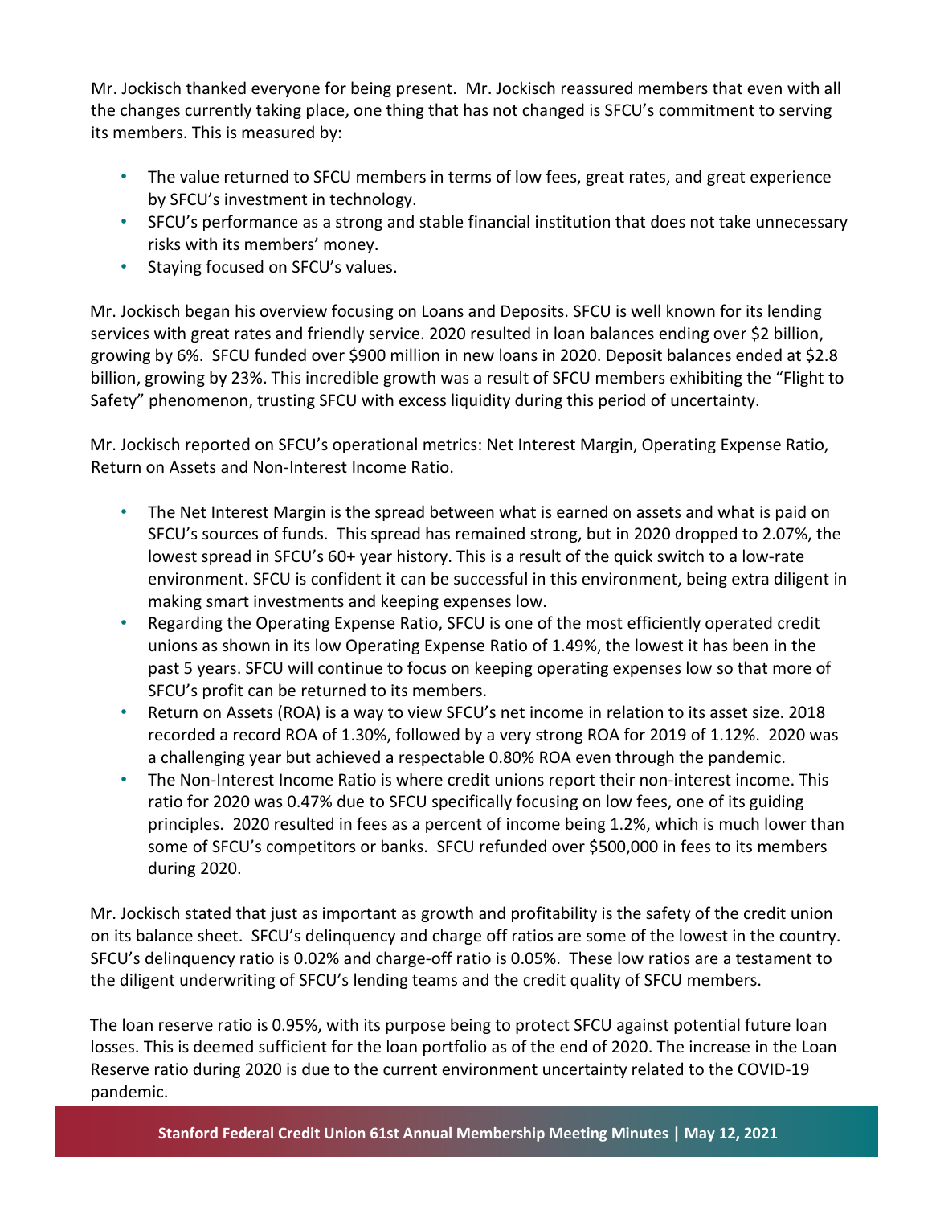Mr. Jockisch thanked everyone for being present. Mr. Jockisch reassured members that even with all the changes currently taking place, one thing that has not changed is SFCU's commitment to serving its members. This is measured by:

- The value returned to SFCU members in terms of low fees, great rates, and great experience by SFCU's investment in technology.
- SFCU's performance as a strong and stable financial institution that does not take unnecessary risks with its members' money.
- Staying focused on SFCU's values.

Mr. Jockisch began his overview focusing on Loans and Deposits. SFCU is well known for its lending services with great rates and friendly service. 2020 resulted in loan balances ending over $2 billion, growing by 6%. SFCU funded over $900 million in new loans in 2020. Deposit balances ended at $2.8 billion, growing by 23%. This incredible growth was a result of SFCU members exhibiting the "Flight to Safety" phenomenon, trusting SFCU with excess liquidity during this period of uncertainty.

Mr. Jockisch reported on SFCU's operational metrics: Net Interest Margin, Operating Expense Ratio, Return on Assets and Non-Interest Income Ratio.

- The Net Interest Margin is the spread between what is earned on assets and what is paid on SFCU's sources of funds. This spread has remained strong, but in 2020 dropped to 2.07%, the lowest spread in SFCU's 60+ year history. This is a result of the quick switch to a low-rate environment. SFCU is confident it can be successful in this environment, being extra diligent in making smart investments and keeping expenses low.
- Regarding the Operating Expense Ratio, SFCU is one of the most efficiently operated credit unions as shown in its low Operating Expense Ratio of 1.49%, the lowest it has been in the past 5 years. SFCU will continue to focus on keeping operating expenses low so that more of SFCU's profit can be returned to its members.
- Return on Assets (ROA) is a way to view SFCU's net income in relation to its asset size. 2018 recorded a record ROA of 1.30%, followed by a very strong ROA for 2019 of 1.12%. 2020 was a challenging year but achieved a respectable 0.80% ROA even through the pandemic.
- The Non-Interest Income Ratio is where credit unions report their non-interest income. This ratio for 2020 was 0.47% due to SFCU specifically focusing on low fees, one of its guiding principles. 2020 resulted in fees as a percent of income being 1.2%, which is much lower than some of SFCU's competitors or banks. SFCU refunded over $500,000 in fees to its members during 2020.

Mr. Jockisch stated that just as important as growth and profitability is the safety of the credit union on its balance sheet. SFCU's delinquency and charge off ratios are some of the lowest in the country. SFCU's delinquency ratio is 0.02% and charge-off ratio is 0.05%. These low ratios are a testament to the diligent underwriting of SFCU's lending teams and the credit quality of SFCU members.

The loan reserve ratio is 0.95%, with its purpose being to protect SFCU against potential future loan losses. This is deemed sufficient for the loan portfolio as of the end of 2020. The increase in the Loan Reserve ratio during 2020 is due to the current environment uncertainty related to the COVID-19 pandemic.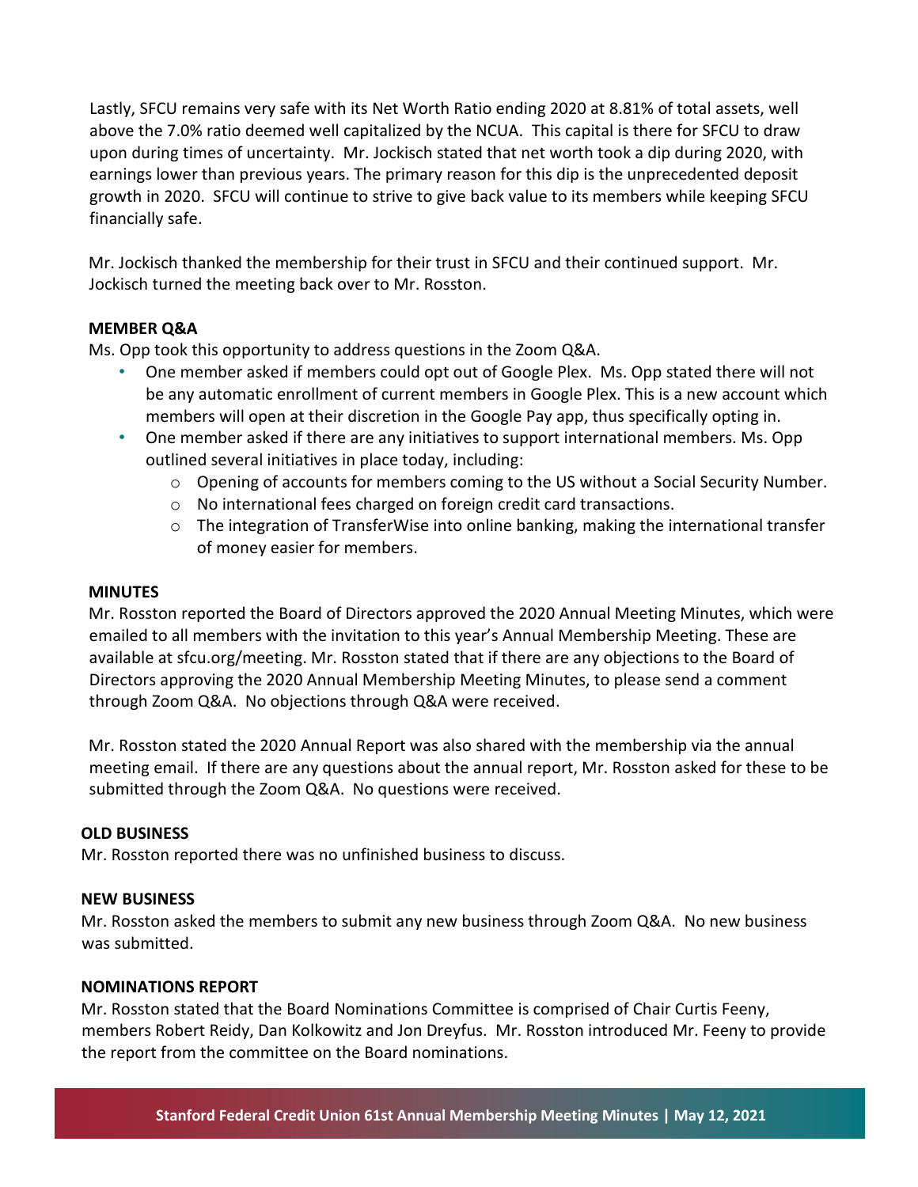Lastly, SFCU remains very safe with its Net Worth Ratio ending 2020 at 8.81% of total assets, well above the 7.0% ratio deemed well capitalized by the NCUA. This capital is there for SFCU to draw upon during times of uncertainty. Mr. Jockisch stated that net worth took a dip during 2020, with earnings lower than previous years. The primary reason for this dip is the unprecedented deposit growth in 2020. SFCU will continue to strive to give back value to its members while keeping SFCU financially safe.

Mr. Jockisch thanked the membership for their trust in SFCU and their continued support. Mr. Jockisch turned the meeting back over to Mr. Rosston.

**MEMBER Q&A**

Ms. Opp took this opportunity to address questions in the Zoom Q&A.

- One member asked if members could opt out of Google Plex. Ms. Opp stated there will not be any automatic enrollment of current members in Google Plex. This is a new account which members will open at their discretion in the Google Pay app, thus specifically opting in.
- One member asked if there are any initiatives to support international members. Ms. Opp outlined several initiatives in place today, including:
    - Opening of accounts for members coming to the US without a Social Security Number.
    - No international fees charged on foreign credit card transactions.
    - The integration of TransferWise into online banking, making the international transfer of money easier for members.

**MINUTES**

Mr. Rosston reported the Board of Directors approved the 2020 Annual Meeting Minutes, which were emailed to all members with the invitation to this year's Annual Membership Meeting. These are available at sfcu.org/meeting. Mr. Rosston stated that if there are any objections to the Board of Directors approving the 2020 Annual Membership Meeting Minutes, to please send a comment through Zoom Q&A. No objections through Q&A were received.

Mr. Rosston stated the 2020 Annual Report was also shared with the membership via the annual meeting email. If there are any questions about the annual report, Mr. Rosston asked for these to be submitted through the Zoom Q&A. No questions were received.

**OLD BUSINESS**

Mr. Rosston reported there was no unfinished business to discuss.

**NEW BUSINESS**

Mr. Rosston asked the members to submit any new business through Zoom Q&A. No new business was submitted.

**NOMINATIONS REPORT**

Mr. Rosston stated that the Board Nominations Committee is comprised of Chair Curtis Feeny, members Robert Reidy, Dan Kolkowitz and Jon Dreyfus. Mr. Rosston introduced Mr. Feeny to provide the report from the committee on the Board nominations.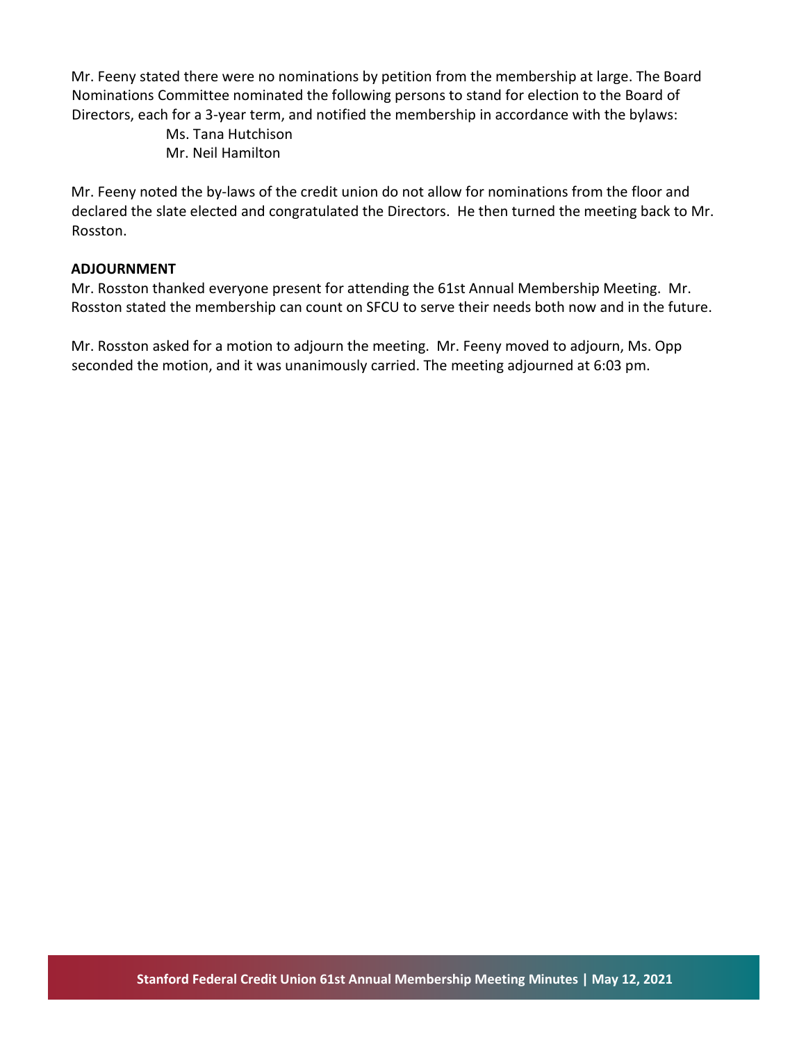Mr. Feeny stated there were no nominations by petition from the membership at large. The Board Nominations Committee nominated the following persons to stand for election to the Board of Directors, each for a 3-year term, and notified the membership in accordance with the bylaws:

Ms. Tana Hutchison
Mr. Neil Hamilton

Mr. Feeny noted the by-laws of the credit union do not allow for nominations from the floor and declared the slate elected and congratulated the Directors. He then turned the meeting back to Mr. Rosston.

**ADJOURNMENT**

Mr. Rosston thanked everyone present for attending the 61st Annual Membership Meeting. Mr. Rosston stated the membership can count on SFCU to serve their needs both now and in the future.

Mr. Rosston asked for a motion to adjourn the meeting. Mr. Feeny moved to adjourn, Ms. Opp seconded the motion, and it was unanimously carried. The meeting adjourned at 6:03 pm.